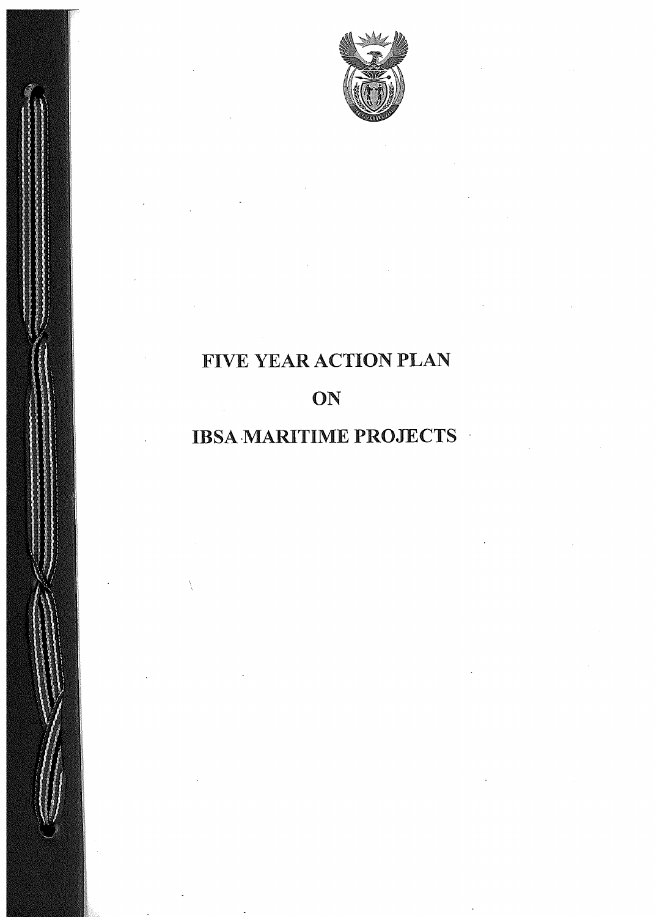# FIVE YEAR ACTION PLAN

# ON

# IBSA MARITIME PROJECTS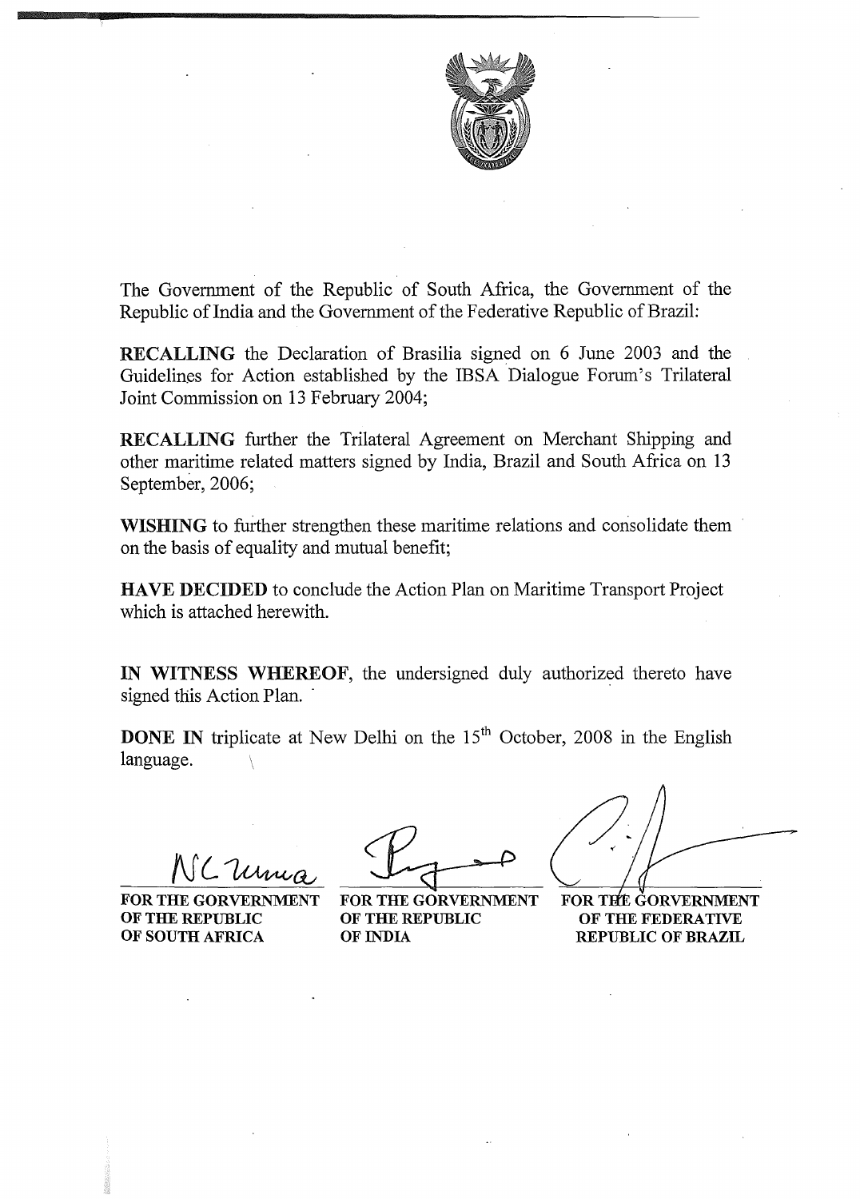The Government of the Republic of South Africa, the Government of the Republic of India and the Government of the Federative Republic of Brazil:

**RECALLING** the Declaration of Brasilia signed on 6 June 2003 and the Guidelines for Action established by the IBSA Dialogue Forum's Trilateral Joint Commission on 13 February 2004;

**RECALLING** further the Trilateral Agreement on Merchant Shipping and other maritime related matters signed by India, Brazil and South Africa on 13 September, 2006;

**WISHING** to further strengthen these maritime relations and consolidate them on the basis of equality and mutual benefit;

**HAVE DECIDED** to conclude the Action Plan on Maritime Transport Project which is attached herewith.

**IN WITNESS WHEREOF**, the undersigned duly authorized thereto have signed this Action Plan.

**DONE IN** triplicate at New Delhi on the 15th October, 2008 in the English language.

| **FOR THE GORVERNMENT OF THE REPUBLIC OF SOUTH AFRICA** | **FOR THE GORVERNMENT OF THE REPUBLIC OF INDIA** | **FOR THE GORVERNMENT OF THE FEDERATIVE REPUBLIC OF BRAZIL** |
|---|---|---|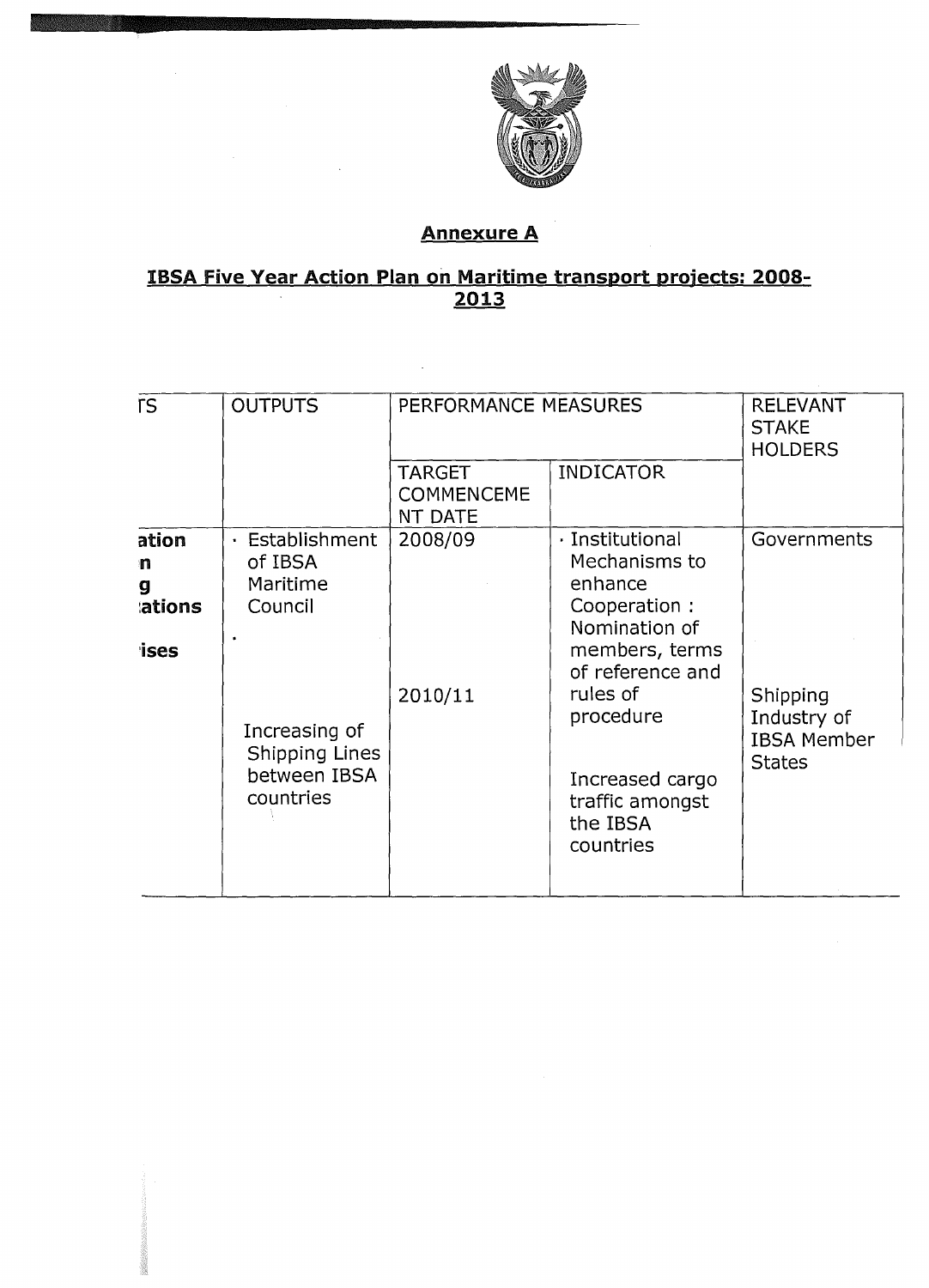## Annexure A

## IBSA Five Year Action Plan on Maritime transport projects: 2008-2013

| TS | OUTPUTS | PERFORMANCE MEASURES | | RELEVANT STAKE HOLDERS |
|---|---|---|---|---|
| | | TARGET COMMENCEMENT DATE | INDICATOR | |
| **ation n g ations ises** | · Establishment of IBSA Maritime Council | 2008/09 | · Institutional Mechanisms to enhance Cooperation : Nomination of members, terms of reference and rules of procedure | Governments |
| | · Increasing of Shipping Lines between IBSA countries | 2010/11 | Increased cargo traffic amongst the IBSA countries | Shipping Industry of IBSA Member States |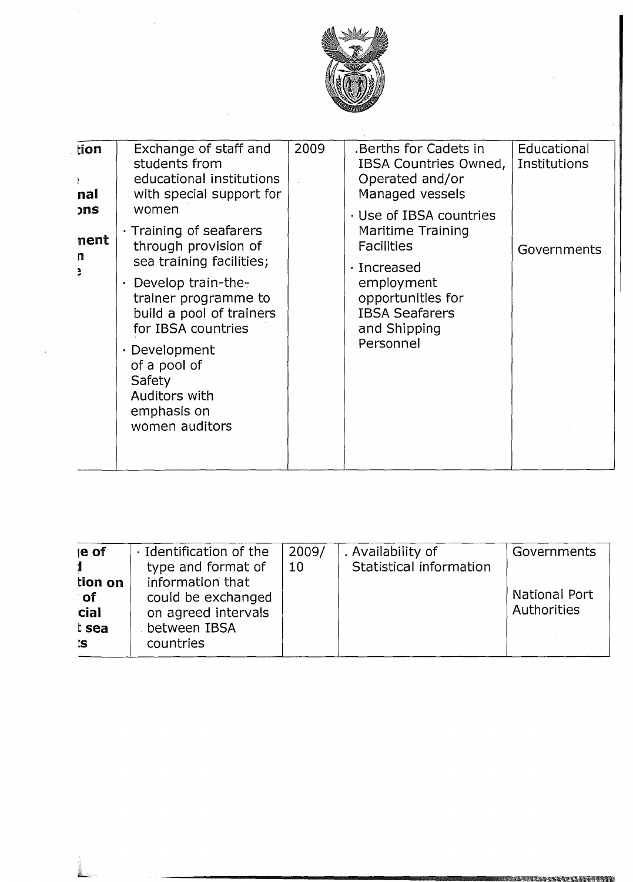| tion<br><br>nal<br>ons<br><br>nent<br>n<br>e | Exchange of staff and students from educational institutions with special support for women<br><br>· Training of seafarers through provision of sea training facilities;<br><br>· Develop train-the-trainer programme to build a pool of trainers for IBSA countries<br><br>· Development of a pool of Safety Auditors with emphasis on women auditors | 2009 | .Berths for Cadets in IBSA Countries Owned, Operated and/or Managed vessels<br><br>· Use of IBSA countries Maritime Training Facilities<br><br>· Increased employment opportunities for IBSA Seafarers and Shipping Personnel | Educational Institutions<br><br>Governments |
|---|---|---|---|---|

| e of<br>l<br>tion on<br>of<br>cial<br>t sea<br>s | · Identification of the type and format of information that could be exchanged on agreed intervals between IBSA countries | 2009/10 | . Availability of Statistical information | Governments<br><br>National Port Authorities |
|---|---|---|---|---|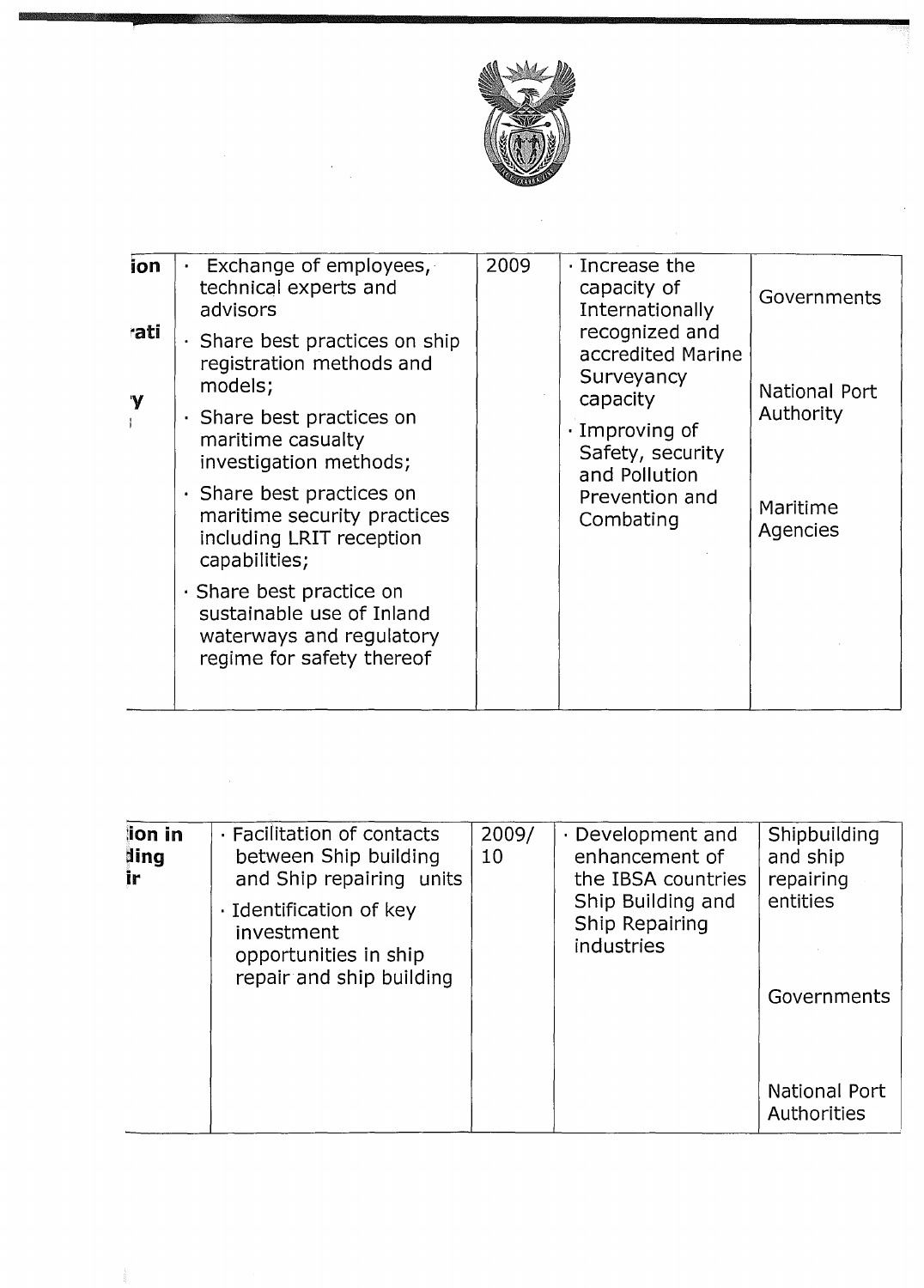| ion<br>rati<br>y | · Exchange of employees, technical experts and advisors<br>· Share best practices on ship registration methods and models;<br>· Share best practices on maritime casualty investigation methods;<br>· Share best practices on maritime security practices including LRIT reception capabilities;<br>· Share best practice on sustainable use of Inland waterways and regulatory regime for safety thereof | 2009 | · Increase the capacity of Internationally recognized and accredited Marine Surveyancy capacity<br>· Improving of Safety, security and Pollution Prevention and Combating | Governments<br><br>National Port Authority<br><br>Maritime Agencies |
|---|---|---|---|---|

| ion in<br>ding<br>ir | · Facilitation of contacts between Ship building and Ship repairing units<br>· Identification of key investment opportunities in ship repair and ship building | 2009/10 | · Development and enhancement of the IBSA countries Ship Building and Ship Repairing industries | Shipbuilding and ship repairing entities<br><br>Governments<br><br>National Port Authorities |
|---|---|---|---|---|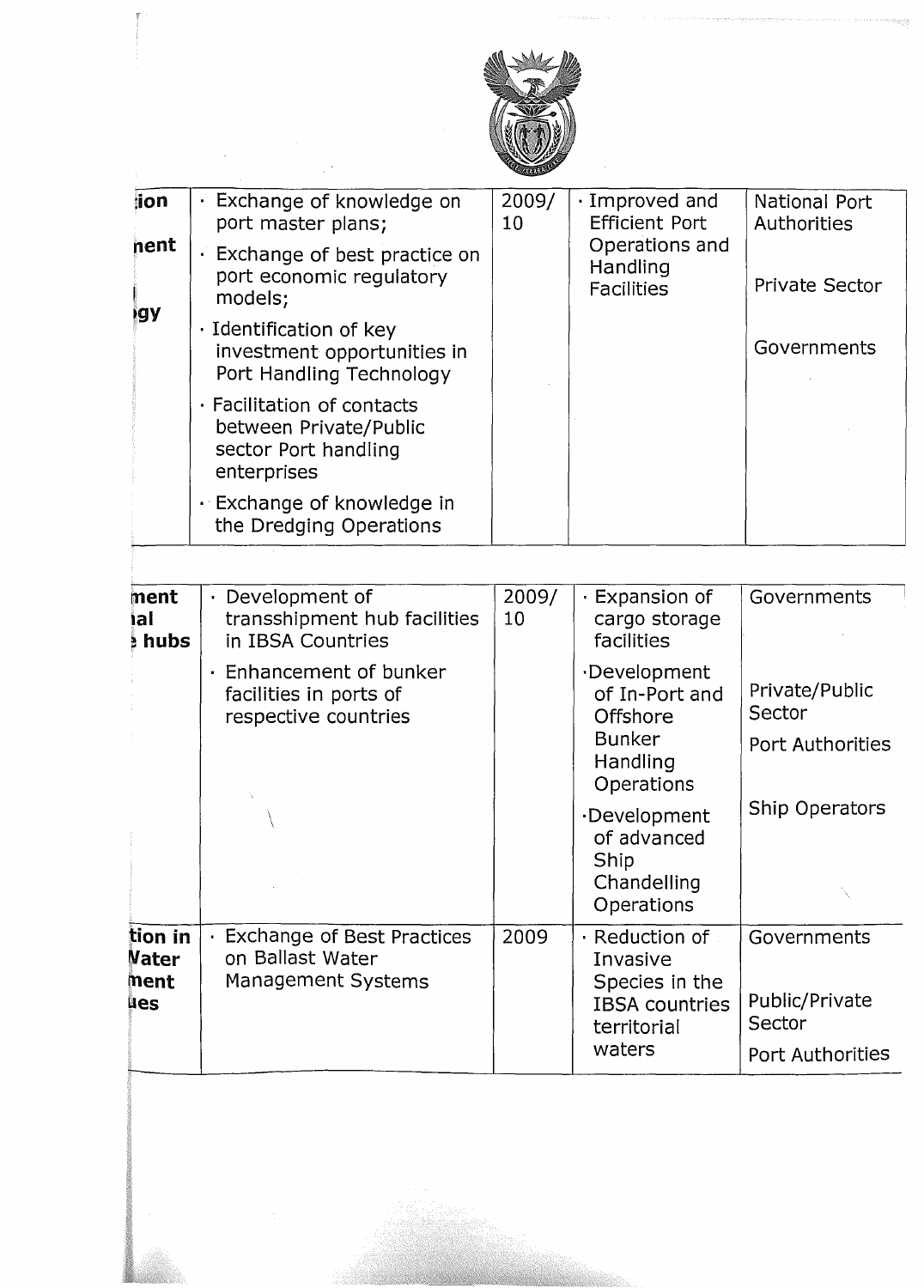| | | | | |
|---|---|---|---|---|
| ion<br>nent<br><br>gy | · Exchange of knowledge on port master plans;<br>· Exchange of best practice on port economic regulatory models;<br>· Identification of key investment opportunities in Port Handling Technology<br>· Facilitation of contacts between Private/Public sector Port handling enterprises<br>· Exchange of knowledge in the Dredging Operations | 2009/10 | · Improved and Efficient Port Operations and Handling Facilities | National Port Authorities<br><br>Private Sector<br><br>Governments |
| ment<br>ial<br>hubs | · Development of transshipment hub facilities in IBSA Countries<br>· Enhancement of bunker facilities in ports of respective countries | 2009/10 | · Expansion of cargo storage facilities<br>·Development of In-Port and Offshore Bunker Handling Operations<br>·Development of advanced Ship Chandelling Operations | Governments<br><br>Private/Public Sector<br>Port Authorities<br><br>Ship Operators |
| tion in<br>Water<br>ment<br>ues | · Exchange of Best Practices on Ballast Water Management Systems | 2009 | · Reduction of Invasive Species in the IBSA countries territorial waters | Governments<br><br>Public/Private Sector<br>Port Authorities |